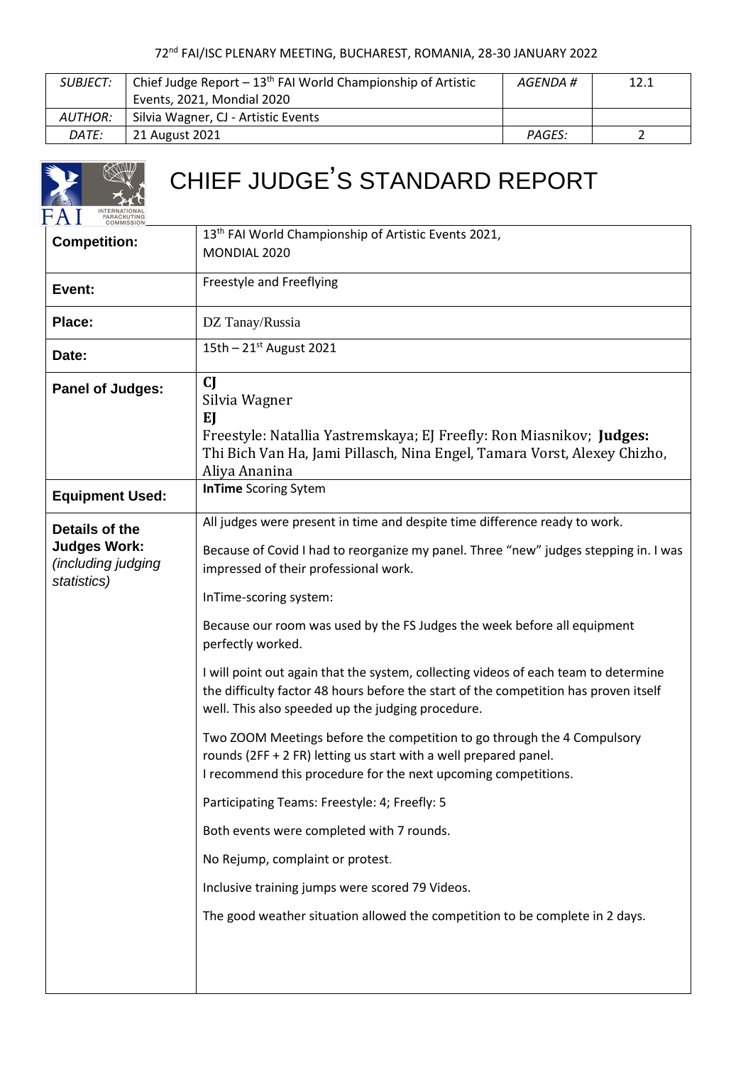72[nd] FAI/ISC PLENARY MEETING, BUCHAREST, ROMANIA, 28-30 JANUARY 2022

| *SUBJECT:* | Chief Judge Report – 13[th] FAI World Championship of Artistic Events, 2021, Mondial 2020 | *AGENDA #* | 12.1 |
|---|---|---|---|
| *AUTHOR:* | Silvia Wagner, CJ - Artistic Events | | |
| *DATE:* | 21 August 2021 | *PAGES:* | 2 |

# CHIEF JUDGE'S STANDARD REPORT

| | |
|---|---|
| **Competition:** | 13[th] FAI World Championship of Artistic Events 2021, MONDIAL 2020 |
| **Event:** | Freestyle and Freeflying |
| **Place:** | DZ Tanay/Russia |
| **Date:** | 15th – 21[st] August 2021 |
| **Panel of Judges:** | **CJ** Silvia Wagner **EJ** Freestyle: Natallia Yastremskaya; EJ Freefly: Ron Miasnikov; **Judges:** Thi Bich Van Ha, Jami Pillasch, Nina Engel, Tamara Vorst, Alexey Chizho, Aliya Ananina |
| **Equipment Used:** | **InTime** Scoring Sytem |
| **Details of the Judges Work:** *(including judging statistics)* | All judges were present in time and despite time difference ready to work.<br><br>Because of Covid I had to reorganize my panel. Three "new" judges stepping in. I was impressed of their professional work.<br><br>InTime-scoring system:<br><br>Because our room was used by the FS Judges the week before all equipment perfectly worked.<br><br>I will point out again that the system, collecting videos of each team to determine the difficulty factor 48 hours before the start of the competition has proven itself well. This also speeded up the judging procedure.<br><br>Two ZOOM Meetings before the competition to go through the 4 Compulsory rounds (2FF + 2 FR) letting us start with a well prepared panel.<br>I recommend this procedure for the next upcoming competitions.<br><br>Participating Teams: Freestyle: 4; Freefly: 5<br><br>Both events were completed with 7 rounds.<br><br>No Rejump, complaint or protest.<br><br>Inclusive training jumps were scored 79 Videos.<br><br>The good weather situation allowed the competition to be complete in 2 days. |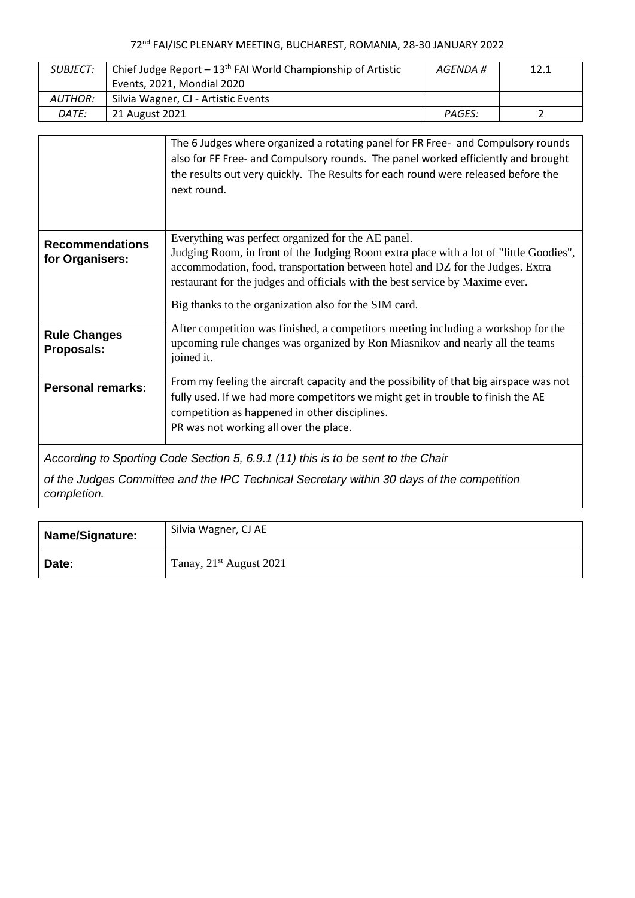72nd FAI/ISC PLENARY MEETING, BUCHAREST, ROMANIA, 28-30 JANUARY 2022

| | | | |
|---|---|---|---|
| *SUBJECT:* | Chief Judge Report – 13th FAI World Championship of Artistic Events, 2021, Mondial 2020 | *AGENDA #* | 12.1 |
| *AUTHOR:* | Silvia Wagner, CJ - Artistic Events | | |
| *DATE:* | 21 August 2021 | *PAGES:* | 2 |

| | |
|---|---|
| | The 6 Judges where organized a rotating panel for FR Free- and Compulsory rounds also for FF Free- and Compulsory rounds. The panel worked efficiently and brought the results out very quickly. The Results for each round were released before the next round. |
| **Recommendations for Organisers:** | Everything was perfect organized for the AE panel. Judging Room, in front of the Judging Room extra place with a lot of "little Goodies", accommodation, food, transportation between hotel and DZ for the Judges. Extra restaurant for the judges and officials with the best service by Maxime ever. Big thanks to the organization also for the SIM card. |
| **Rule Changes Proposals:** | After competition was finished, a competitors meeting including a workshop for the upcoming rule changes was organized by Ron Miasnikov and nearly all the teams joined it. |
| **Personal remarks:** | From my feeling the aircraft capacity and the possibility of that big airspace was not fully used. If we had more competitors we might get in trouble to finish the AE competition as happened in other disciplines. PR was not working all over the place. |

*According to Sporting Code Section 5, 6.9.1 (11) this is to be sent to the Chair of the Judges Committee and the IPC Technical Secretary within 30 days of the competition completion.*

| | |
|---|---|
| **Name/Signature:** | Silvia Wagner, CJ AE |
| **Date:** | Tanay, 21st August 2021 |